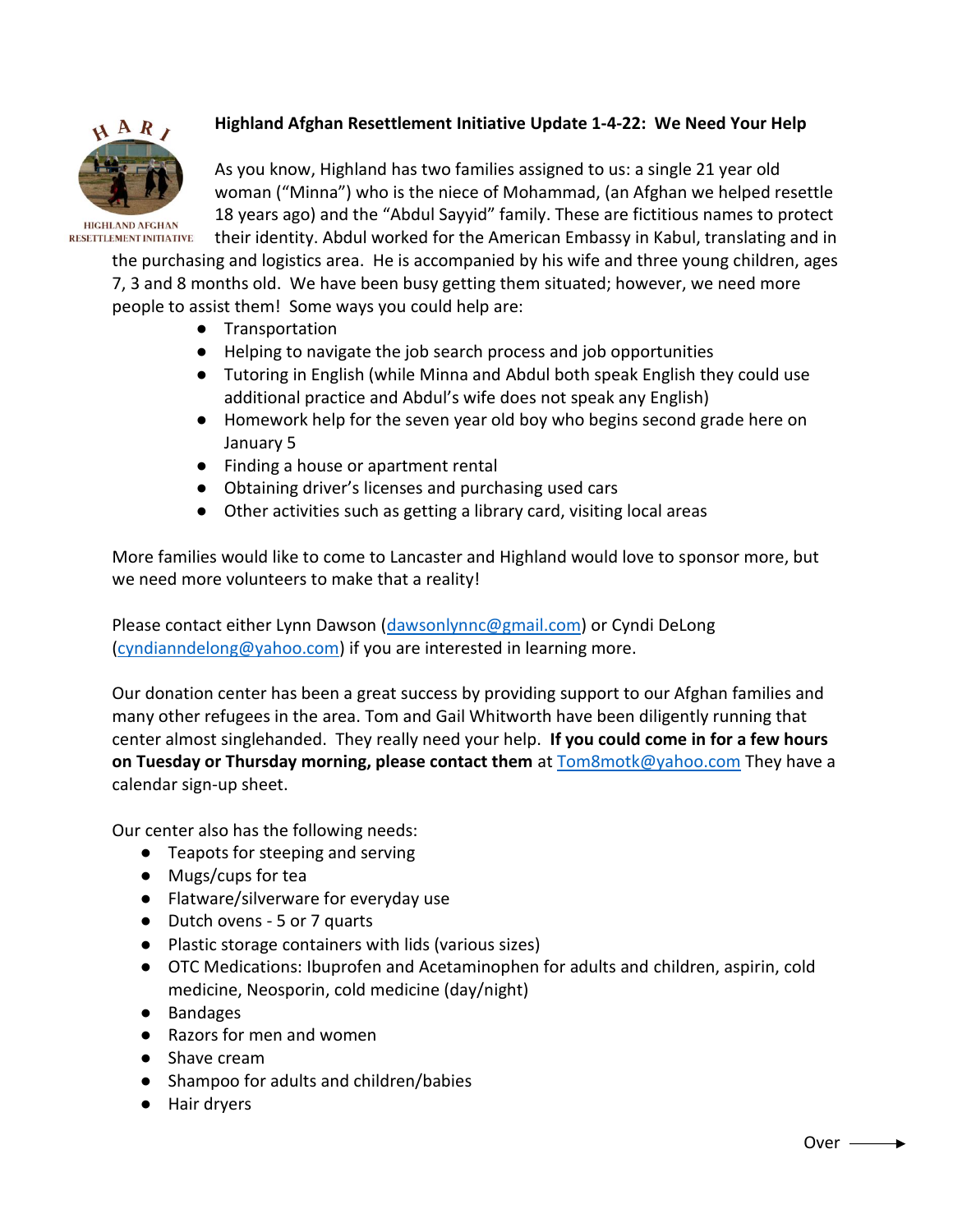HARI

HIGHLAND AFGHAN RESETTLEMENT INITIATIVE

**Highland Afghan Resettlement Initiative Update 1-4-22: We Need Your Help**

As you know, Highland has two families assigned to us: a single 21 year old woman ("Minna") who is the niece of Mohammad, (an Afghan we helped resettle 18 years ago) and the "Abdul Sayyid" family. These are fictitious names to protect their identity. Abdul worked for the American Embassy in Kabul, translating and in the purchasing and logistics area. He is accompanied by his wife and three young children, ages 7, 3 and 8 months old. We have been busy getting them situated; however, we need more people to assist them! Some ways you could help are:

- Transportation
- Helping to navigate the job search process and job opportunities
- Tutoring in English (while Minna and Abdul both speak English they could use additional practice and Abdul's wife does not speak any English)
- Homework help for the seven year old boy who begins second grade here on January 5
- Finding a house or apartment rental
- Obtaining driver's licenses and purchasing used cars
- Other activities such as getting a library card, visiting local areas

More families would like to come to Lancaster and Highland would love to sponsor more, but we need more volunteers to make that a reality!

Please contact either Lynn Dawson (dawsonlynnc@gmail.com) or Cyndi DeLong (cyndianndelong@yahoo.com) if you are interested in learning more.

Our donation center has been a great success by providing support to our Afghan families and many other refugees in the area. Tom and Gail Whitworth have been diligently running that center almost singlehanded. They really need your help. **If you could come in for a few hours on Tuesday or Thursday morning, please contact them** at Tom8motk@yahoo.com They have a calendar sign-up sheet.

Our center also has the following needs:

- Teapots for steeping and serving
- Mugs/cups for tea
- Flatware/silverware for everyday use
- Dutch ovens - 5 or 7 quarts
- Plastic storage containers with lids (various sizes)
- OTC Medications: Ibuprofen and Acetaminophen for adults and children, aspirin, cold medicine, Neosporin, cold medicine (day/night)
- Bandages
- Razors for men and women
- Shave cream
- Shampoo for adults and children/babies
- Hair dryers

Over →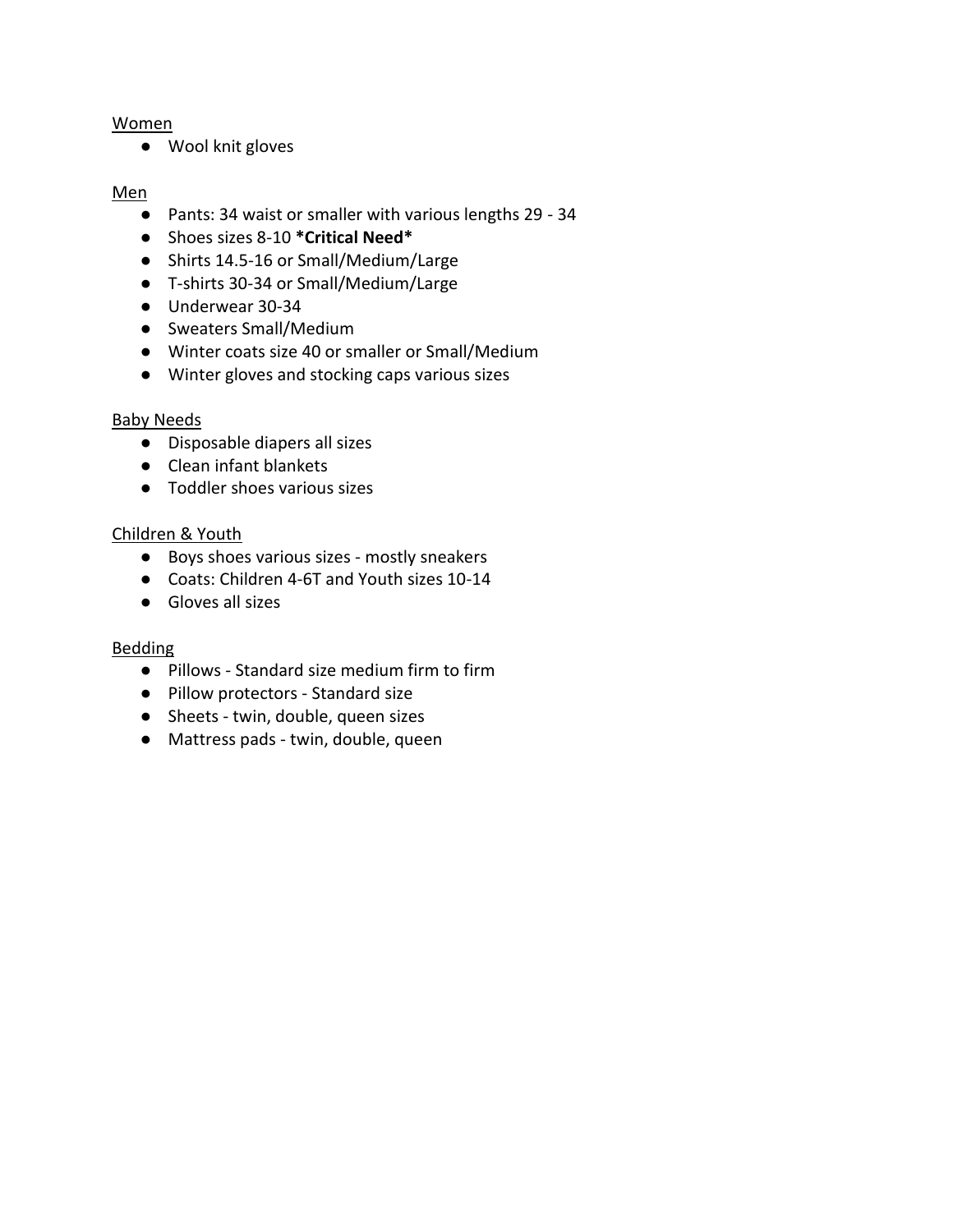Women

- Wool knit gloves

Men

- Pants: 34 waist or smaller with various lengths 29 - 34
- Shoes sizes 8-10 ***Critical Need***
- Shirts 14.5-16 or Small/Medium/Large
- T-shirts 30-34 or Small/Medium/Large
- Underwear 30-34
- Sweaters Small/Medium
- Winter coats size 40 or smaller or Small/Medium
- Winter gloves and stocking caps various sizes

Baby Needs

- Disposable diapers all sizes
- Clean infant blankets
- Toddler shoes various sizes

Children & Youth

- Boys shoes various sizes - mostly sneakers
- Coats: Children 4-6T and Youth sizes 10-14
- Gloves all sizes

Bedding

- Pillows - Standard size medium firm to firm
- Pillow protectors - Standard size
- Sheets - twin, double, queen sizes
- Mattress pads - twin, double, queen